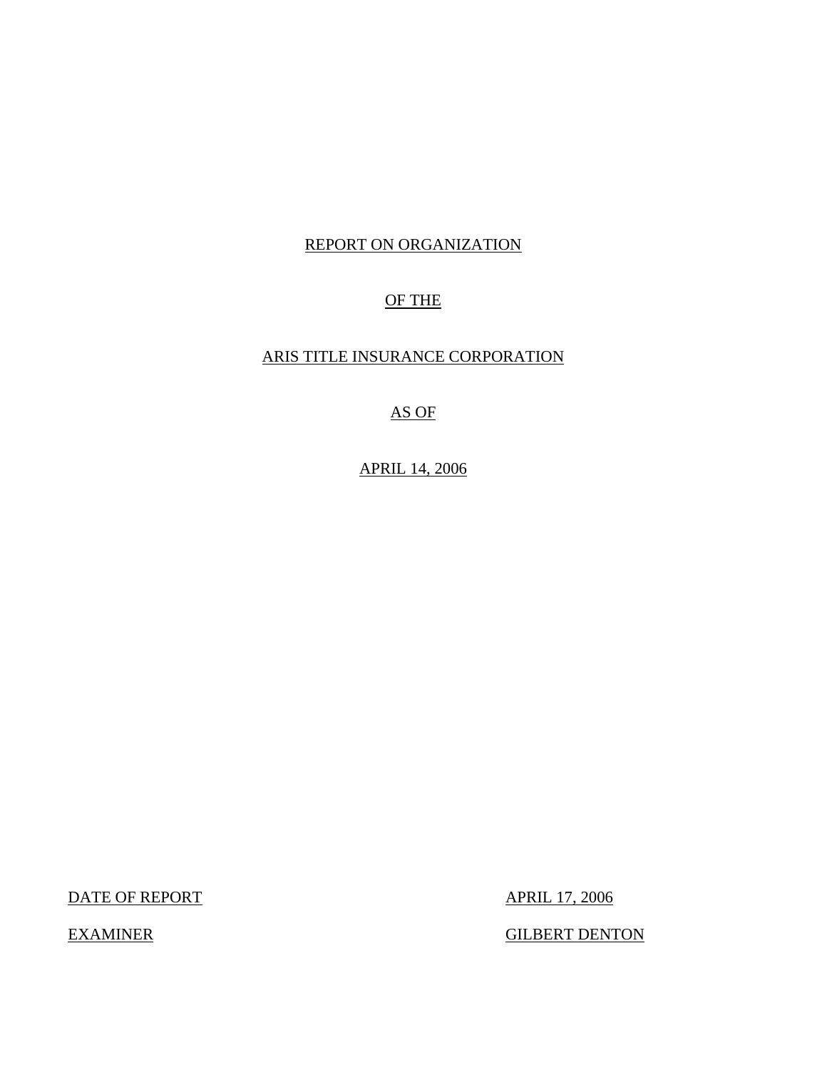REPORT ON ORGANIZATION

OF THE

ARIS TITLE INSURANCE CORPORATION

AS OF

APRIL 14, 2006

| | |
|---|---|
| DATE OF REPORT | APRIL 17, 2006 |
| EXAMINER | GILBERT DENTON |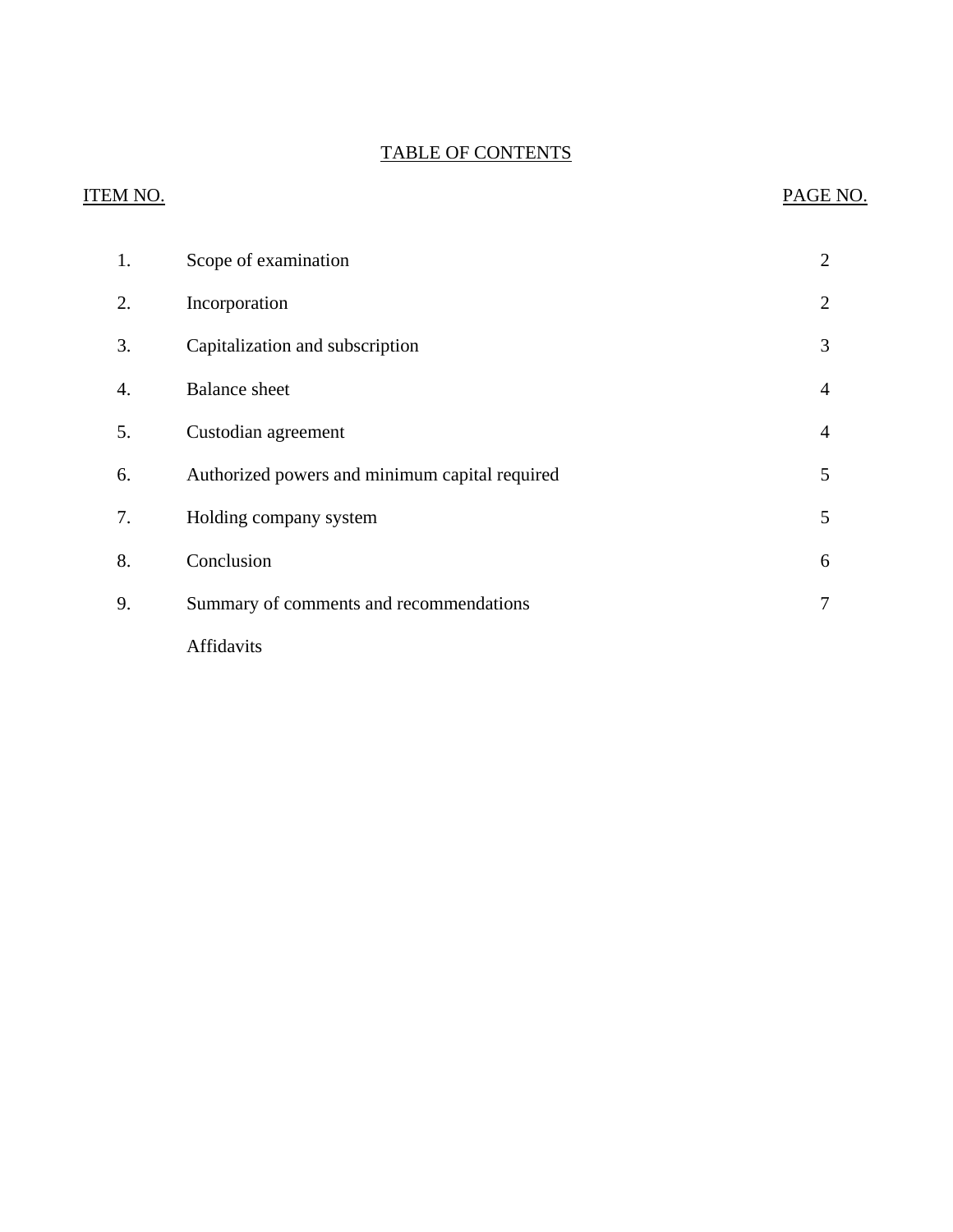# TABLE OF CONTENTS

| ITEM NO. | | PAGE NO. |
|---|---|---|
| 1. | Scope of examination | 2 |
| 2. | Incorporation | 2 |
| 3. | Capitalization and subscription | 3 |
| 4. | Balance sheet | 4 |
| 5. | Custodian agreement | 4 |
| 6. | Authorized powers and minimum capital required | 5 |
| 7. | Holding company system | 5 |
| 8. | Conclusion | 6 |
| 9. | Summary of comments and recommendations | 7 |
| | Affidavits | |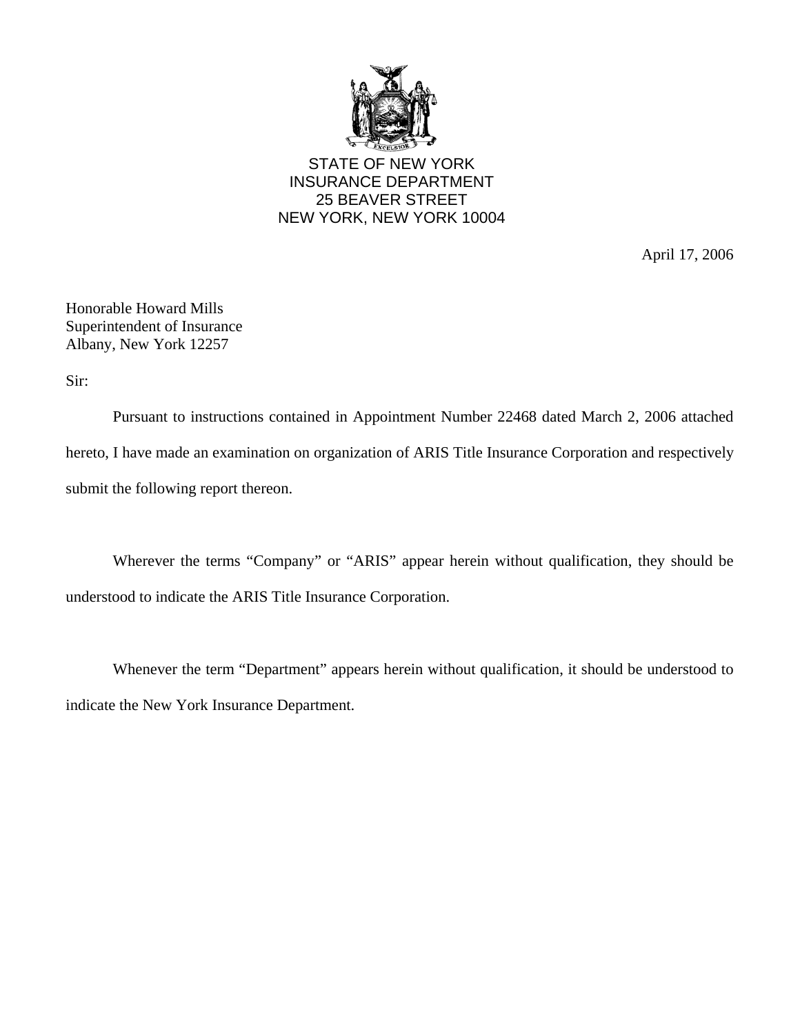STATE OF NEW YORK
INSURANCE DEPARTMENT
25 BEAVER STREET
NEW YORK, NEW YORK 10004

April 17, 2006

Honorable Howard Mills
Superintendent of Insurance
Albany, New York 12257

Sir:

Pursuant to instructions contained in Appointment Number 22468 dated March 2, 2006 attached hereto, I have made an examination on organization of ARIS Title Insurance Corporation and respectively submit the following report thereon.

Wherever the terms "Company" or "ARIS" appear herein without qualification, they should be understood to indicate the ARIS Title Insurance Corporation.

Whenever the term "Department" appears herein without qualification, it should be understood to indicate the New York Insurance Department.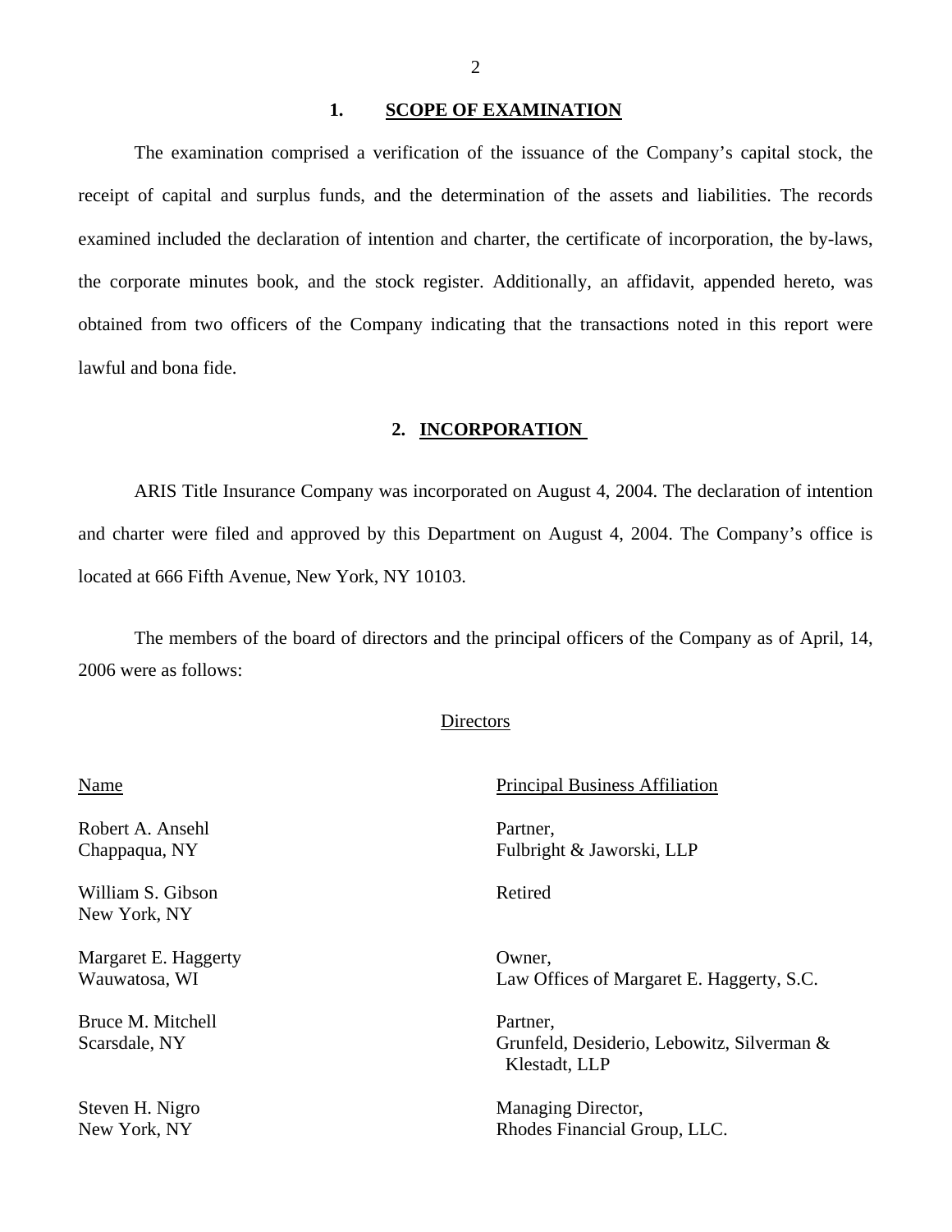## 1. SCOPE OF EXAMINATION

The examination comprised a verification of the issuance of the Company's capital stock, the receipt of capital and surplus funds, and the determination of the assets and liabilities. The records examined included the declaration of intention and charter, the certificate of incorporation, the by-laws, the corporate minutes book, and the stock register. Additionally, an affidavit, appended hereto, was obtained from two officers of the Company indicating that the transactions noted in this report were lawful and bona fide.

## 2. INCORPORATION

ARIS Title Insurance Company was incorporated on August 4, 2004. The declaration of intention and charter were filed and approved by this Department on August 4, 2004. The Company's office is located at 666 Fifth Avenue, New York, NY 10103.

The members of the board of directors and the principal officers of the Company as of April, 14, 2006 were as follows:

### Directors

| Name | Principal Business Affiliation |
|---|---|
| Robert A. Ansehl<br>Chappaqua, NY | Partner,<br>Fulbright & Jaworski, LLP |
| William S. Gibson<br>New York, NY | Retired |
| Margaret E. Haggerty<br>Wauwatosa, WI | Owner,<br>Law Offices of Margaret E. Haggerty, S.C. |
| Bruce M. Mitchell<br>Scarsdale, NY | Partner,<br>Grunfeld, Desiderio, Lebowitz, Silverman & Klestadt, LLP |
| Steven H. Nigro<br>New York, NY | Managing Director,<br>Rhodes Financial Group, LLC. |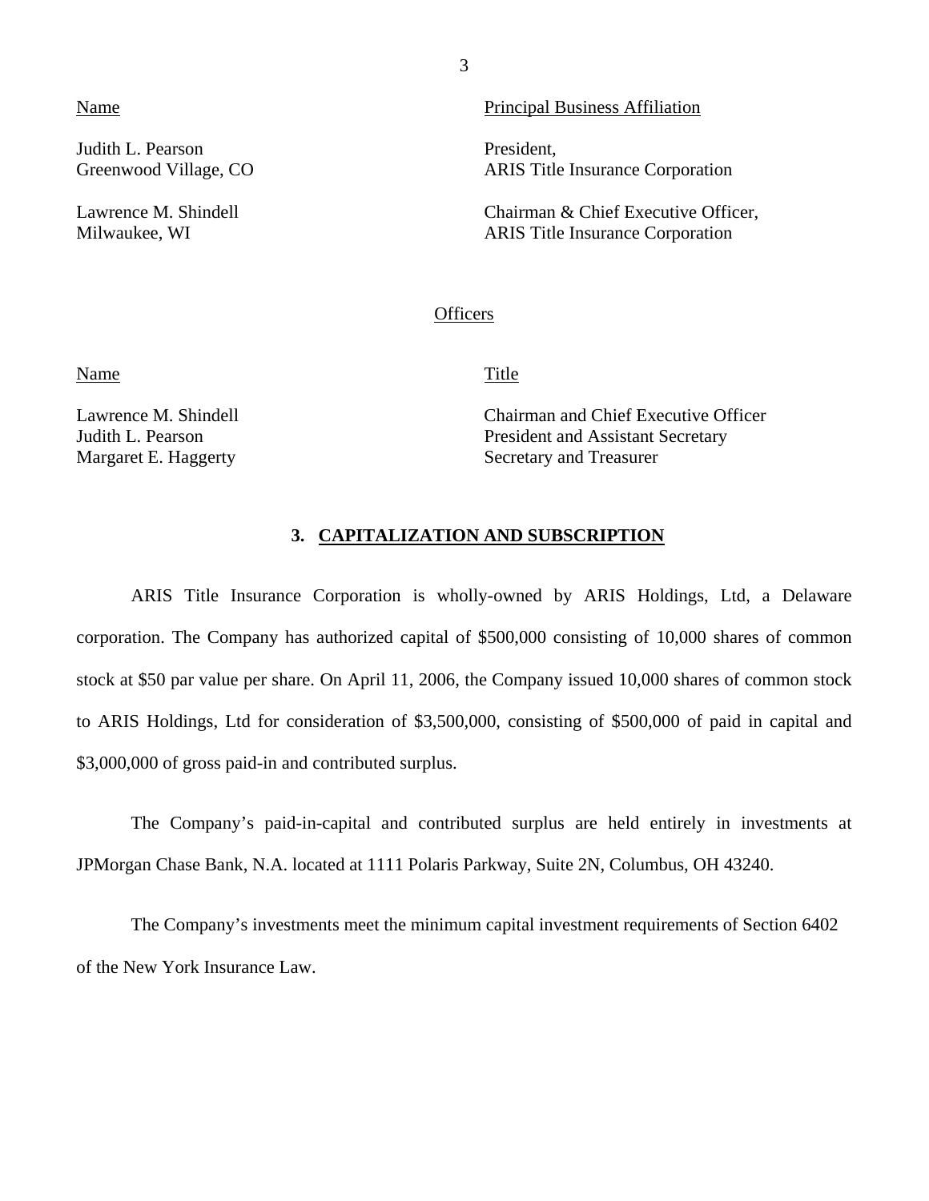| Name | Principal Business Affiliation |
| --- | --- |
| Judith L. Pearson<br>Greenwood Village, CO | President,<br>ARIS Title Insurance Corporation |
| Lawrence M. Shindell<br>Milwaukee, WI | Chairman & Chief Executive Officer,<br>ARIS Title Insurance Corporation |

Officers

| Name | Title |
| --- | --- |
| Lawrence M. Shindell | Chairman and Chief Executive Officer |
| Judith L. Pearson | President and Assistant Secretary |
| Margaret E. Haggerty | Secretary and Treasurer |

### 3. CAPITALIZATION AND SUBSCRIPTION

ARIS Title Insurance Corporation is wholly-owned by ARIS Holdings, Ltd, a Delaware corporation. The Company has authorized capital of $500,000 consisting of 10,000 shares of common stock at $50 par value per share. On April 11, 2006, the Company issued 10,000 shares of common stock to ARIS Holdings, Ltd for consideration of $3,500,000, consisting of $500,000 of paid in capital and $3,000,000 of gross paid-in and contributed surplus.

The Company's paid-in-capital and contributed surplus are held entirely in investments at JPMorgan Chase Bank, N.A. located at 1111 Polaris Parkway, Suite 2N, Columbus, OH 43240.

The Company's investments meet the minimum capital investment requirements of Section 6402 of the New York Insurance Law.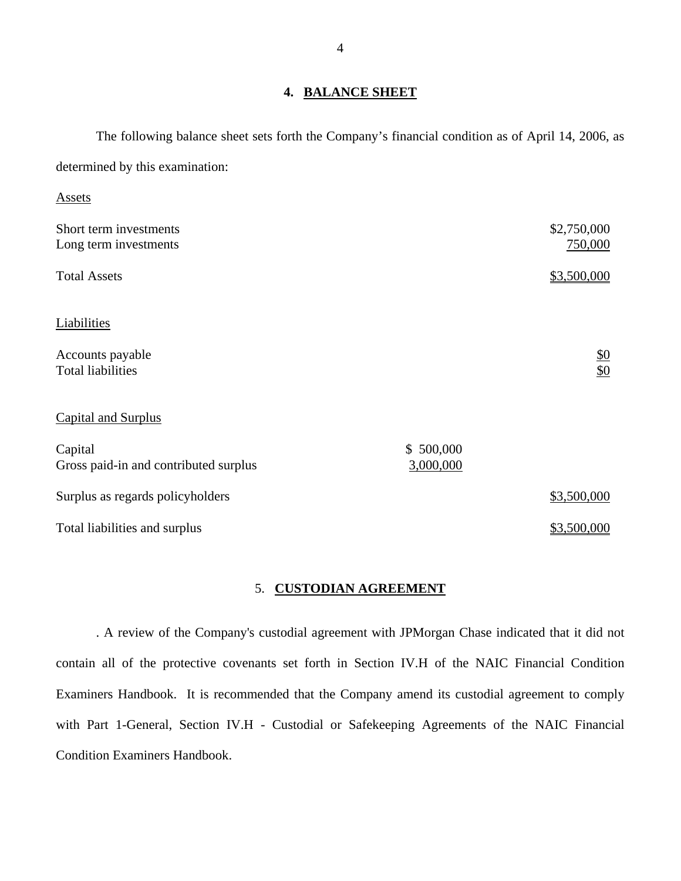## 4. BALANCE SHEET

The following balance sheet sets forth the Company's financial condition as of April 14, 2006, as determined by this examination:

| | | |
|---|---|---|
| Assets | | |
| Short term investments | | $2,750,000 |
| Long term investments | | 750,000 |
| Total Assets | | $3,500,000 |
| Liabilities | | |
| Accounts payable | | $0 |
| Total liabilities | | $0 |
| Capital and Surplus | | |
| Capital | $ 500,000 | |
| Gross paid-in and contributed surplus | 3,000,000 | |
| Surplus as regards policyholders | | $3,500,000 |
| Total liabilities and surplus | | $3,500,000 |

## 5. CUSTODIAN AGREEMENT

. A review of the Company's custodial agreement with JPMorgan Chase indicated that it did not contain all of the protective covenants set forth in Section IV.H of the NAIC Financial Condition Examiners Handbook. It is recommended that the Company amend its custodial agreement to comply with Part 1-General, Section IV.H - Custodial or Safekeeping Agreements of the NAIC Financial Condition Examiners Handbook.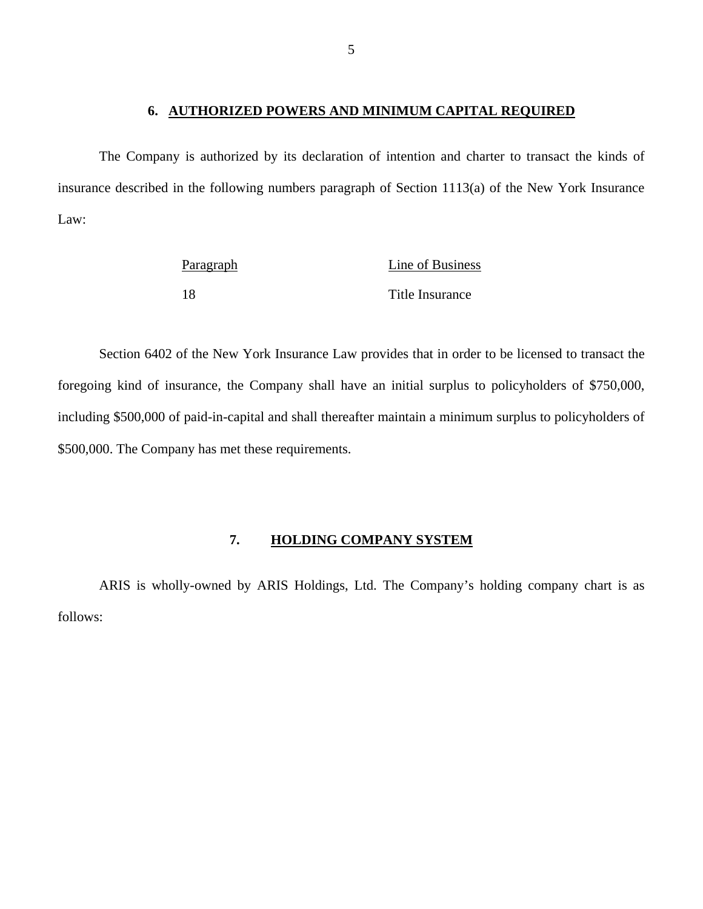## 6. AUTHORIZED POWERS AND MINIMUM CAPITAL REQUIRED

The Company is authorized by its declaration of intention and charter to transact the kinds of insurance described in the following numbers paragraph of Section 1113(a) of the New York Insurance Law:

| Paragraph | Line of Business |
|---|---|
| 18 | Title Insurance |

Section 6402 of the New York Insurance Law provides that in order to be licensed to transact the foregoing kind of insurance, the Company shall have an initial surplus to policyholders of $750,000, including $500,000 of paid-in-capital and shall thereafter maintain a minimum surplus to policyholders of $500,000. The Company has met these requirements.

## 7. HOLDING COMPANY SYSTEM

ARIS is wholly-owned by ARIS Holdings, Ltd. The Company's holding company chart is as follows: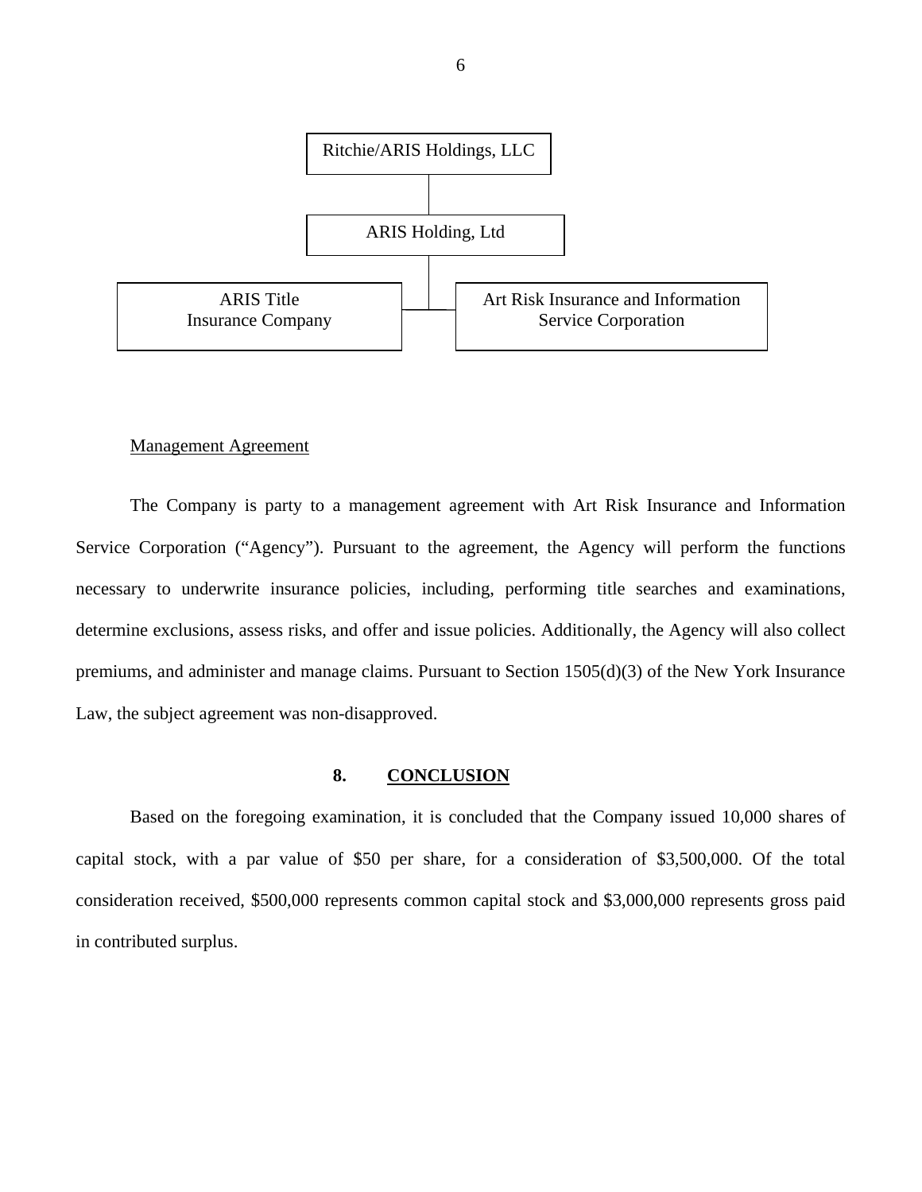Ritchie/ARIS Holdings, LLC

ARIS Holding, Ltd

ARIS Title Insurance Company

Art Risk Insurance and Information Service Corporation

Management Agreement

The Company is party to a management agreement with Art Risk Insurance and Information Service Corporation ("Agency"). Pursuant to the agreement, the Agency will perform the functions necessary to underwrite insurance policies, including, performing title searches and examinations, determine exclusions, assess risks, and offer and issue policies. Additionally, the Agency will also collect premiums, and administer and manage claims. Pursuant to Section 1505(d)(3) of the New York Insurance Law, the subject agreement was non-disapproved.

## 8. CONCLUSION

Based on the foregoing examination, it is concluded that the Company issued 10,000 shares of capital stock, with a par value of $50 per share, for a consideration of $3,500,000. Of the total consideration received, $500,000 represents common capital stock and $3,000,000 represents gross paid in contributed surplus.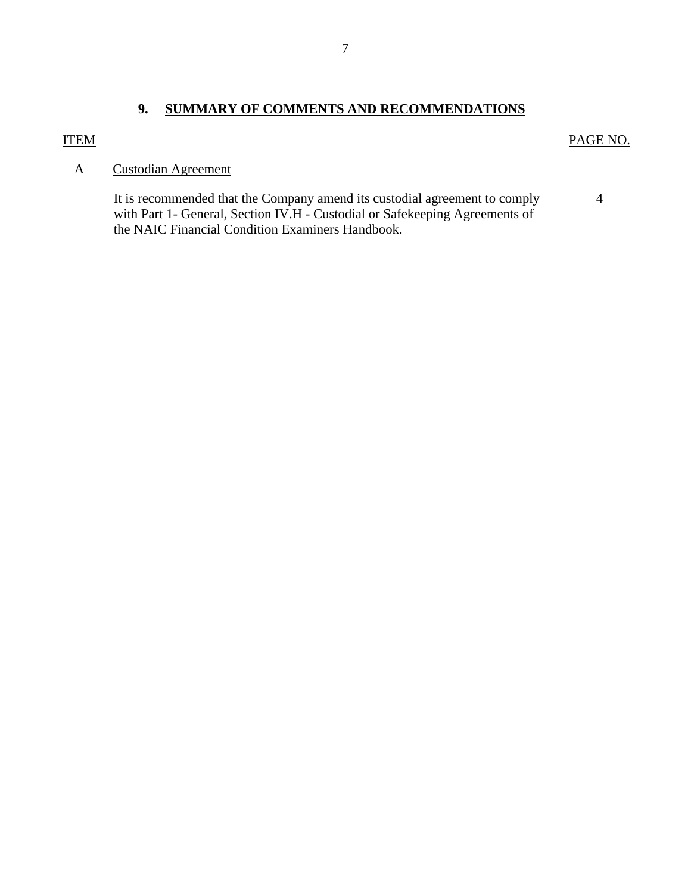## 9. SUMMARY OF COMMENTS AND RECOMMENDATIONS

| ITEM | | PAGE NO. |
|---|---|---|
| A | Custodian Agreement | |
| | It is recommended that the Company amend its custodial agreement to comply with Part 1- General, Section IV.H - Custodial or Safekeeping Agreements of the NAIC Financial Condition Examiners Handbook. | 4 |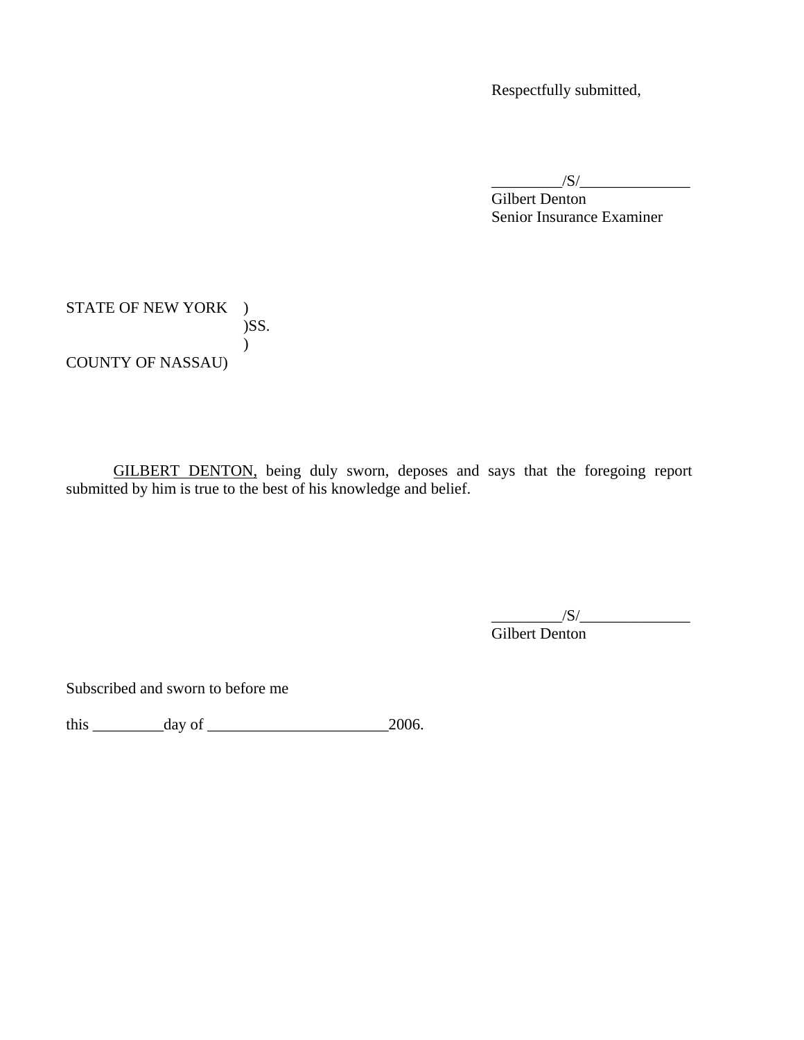Respectfully submitted,

_________/S/______________
Gilbert Denton
Senior Insurance Examiner

STATE OF NEW YORK )
)SS.
)
COUNTY OF NASSAU)

GILBERT DENTON, being duly sworn, deposes and says that the foregoing report submitted by him is true to the best of his knowledge and belief.

_________/S/______________
Gilbert Denton

Subscribed and sworn to before me

this _________day of _______________________2006.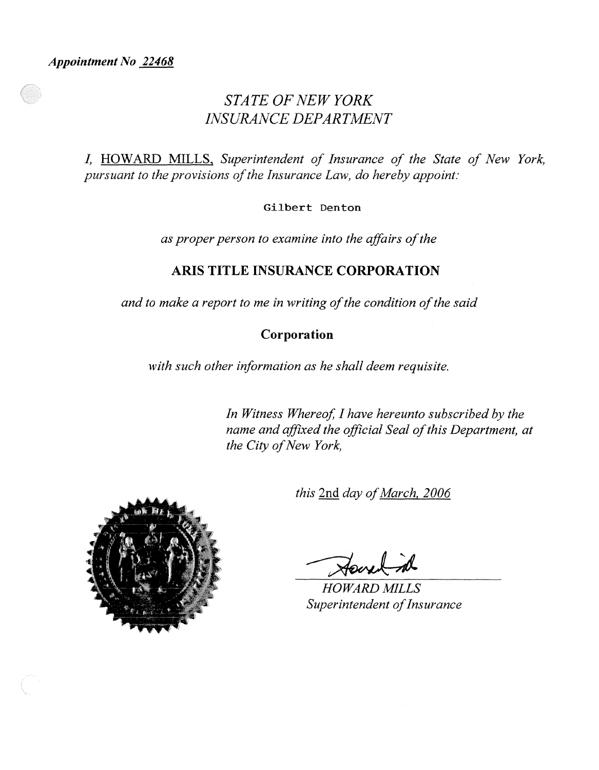*Appointment No 22468*

# *STATE OF NEW YORK*
# *INSURANCE DEPARTMENT*

*I,* HOWARD MILLS, *Superintendent of Insurance of the State of New York, pursuant to the provisions of the Insurance Law, do hereby appoint:*

Gilbert Denton

*as proper person to examine into the affairs of the*

**ARIS TITLE INSURANCE CORPORATION**

*and to make a report to me in writing of the condition of the said*

**Corporation**

*with such other information as he shall deem requisite.*

*In Witness Whereof, I have hereunto subscribed by the name and affixed the official Seal of this Department, at the City of New York,*

*this* 2nd *day of* *March, 2006*

*HOWARD MILLS*
*Superintendent of Insurance*